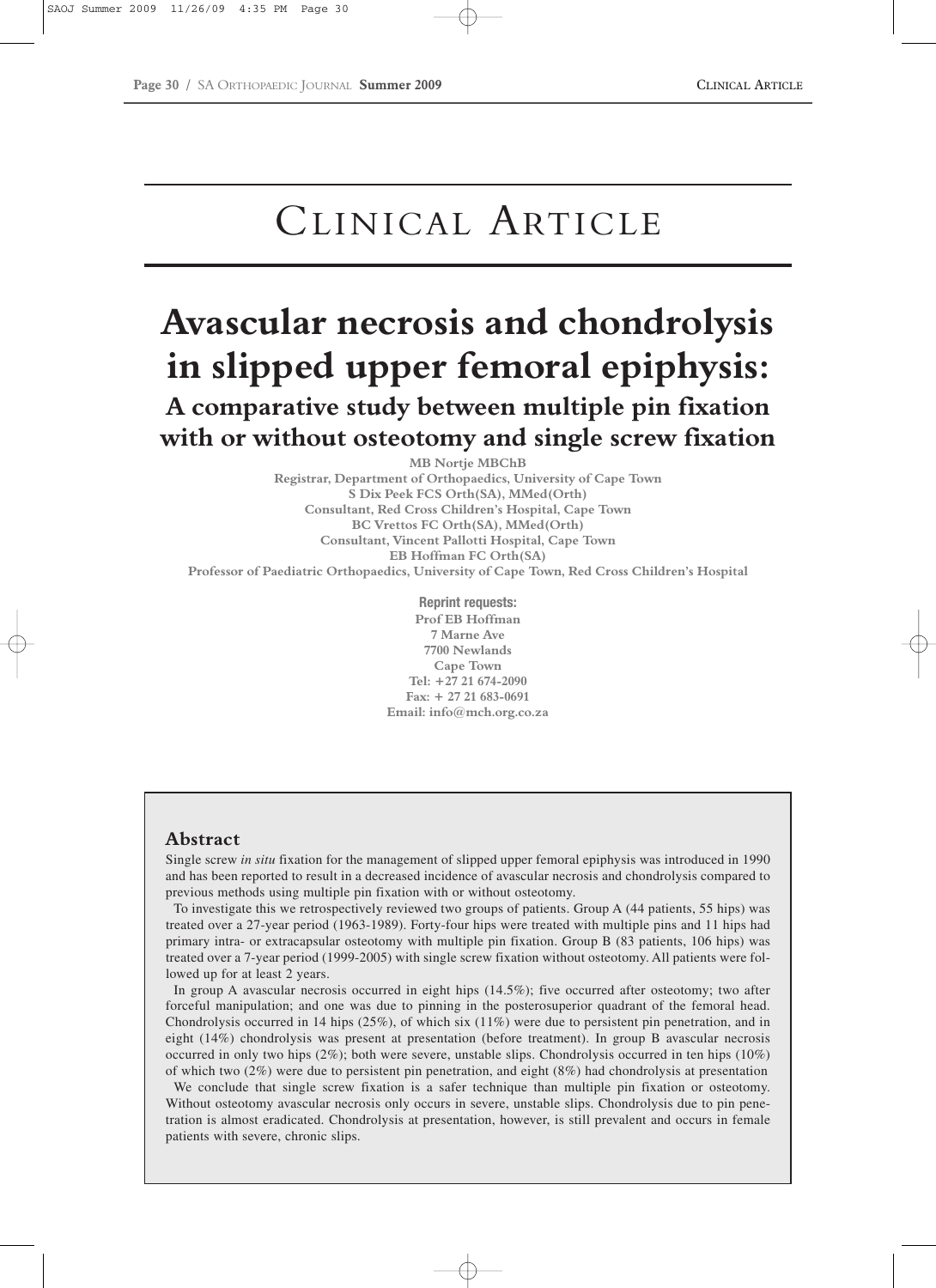# CLINICAL ARTICLE

# Avascular necrosis and chondrolysis in slipped upper femoral epiphysis:

## A comparative study between multiple pin fixation with or without osteotomy and single screw fixation

**MB Nortje MBChB**
**Registrar, Department of Orthopaedics, University of Cape Town**
**S Dix Peek FCS Orth(SA), MMed(Orth)**
**Consultant, Red Cross Children's Hospital, Cape Town**
**BC Vrettos FC Orth(SA), MMed(Orth)**
**Consultant, Vincent Pallotti Hospital, Cape Town**
**EB Hoffman FC Orth(SA)**
**Professor of Paediatric Orthopaedics, University of Cape Town, Red Cross Children's Hospital**

**Reprint requests:**
**Prof EB Hoffman**
**7 Marne Ave**
**7700 Newlands**
**Cape Town**
**Tel: +27 21 674-2090**
**Fax: + 27 21 683-0691**
**Email: info@mch.org.co.za**

## Abstract

Single screw *in situ* fixation for the management of slipped upper femoral epiphysis was introduced in 1990 and has been reported to result in a decreased incidence of avascular necrosis and chondrolysis compared to previous methods using multiple pin fixation with or without osteotomy.

To investigate this we retrospectively reviewed two groups of patients. Group A (44 patients, 55 hips) was treated over a 27-year period (1963-1989). Forty-four hips were treated with multiple pins and 11 hips had primary intra- or extracapsular osteotomy with multiple pin fixation. Group B (83 patients, 106 hips) was treated over a 7-year period (1999-2005) with single screw fixation without osteotomy. All patients were followed up for at least 2 years.

In group A avascular necrosis occurred in eight hips (14.5%); five occurred after osteotomy; two after forceful manipulation; and one was due to pinning in the posterosuperior quadrant of the femoral head. Chondrolysis occurred in 14 hips (25%), of which six (11%) were due to persistent pin penetration, and in eight (14%) chondrolysis was present at presentation (before treatment). In group B avascular necrosis occurred in only two hips (2%); both were severe, unstable slips. Chondrolysis occurred in ten hips (10%) of which two (2%) were due to persistent pin penetration, and eight (8%) had chondrolysis at presentation

We conclude that single screw fixation is a safer technique than multiple pin fixation or osteotomy. Without osteotomy avascular necrosis only occurs in severe, unstable slips. Chondrolysis due to pin penetration is almost eradicated. Chondrolysis at presentation, however, is still prevalent and occurs in female patients with severe, chronic slips.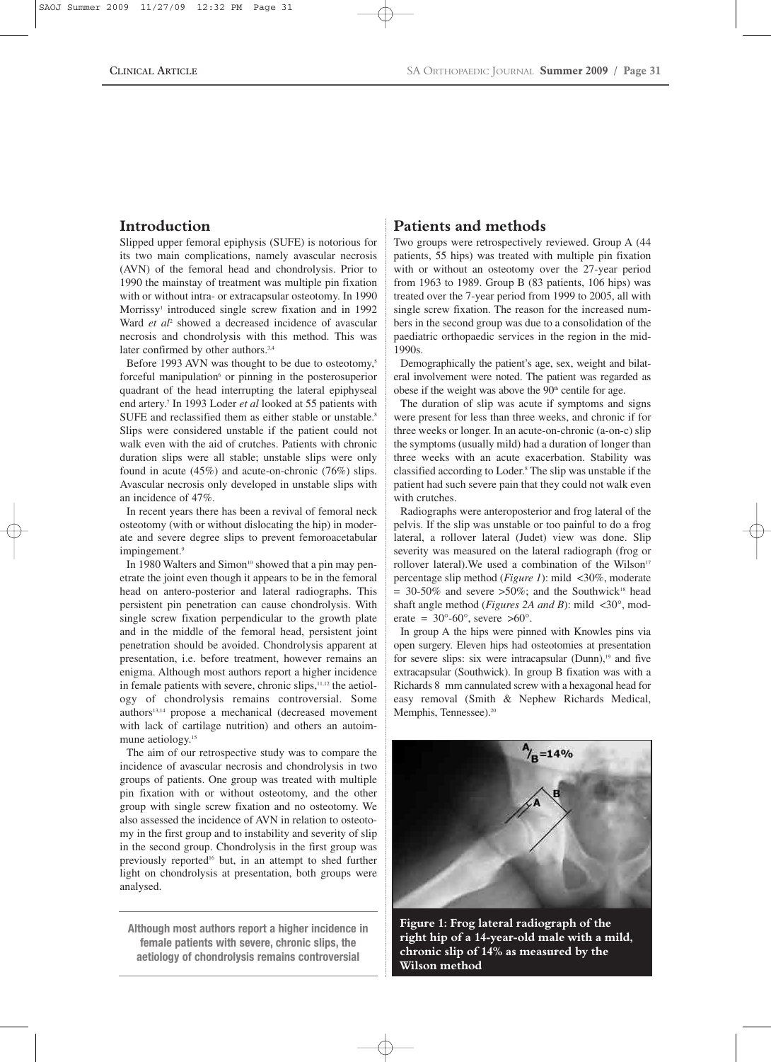## Introduction

Slipped upper femoral epiphysis (SUFE) is notorious for its two main complications, namely avascular necrosis (AVN) of the femoral head and chondrolysis. Prior to 1990 the mainstay of treatment was multiple pin fixation with or without intra- or extracapsular osteotomy. In 1990 Morrissy[1] introduced single screw fixation and in 1992 Ward *et al*[2] showed a decreased incidence of avascular necrosis and chondrolysis with this method. This was later confirmed by other authors.[3,4]

Before 1993 AVN was thought to be due to osteotomy,[5] forceful manipulation[6] or pinning in the posterosuperior quadrant of the head interrupting the lateral epiphyseal end artery.[7] In 1993 Loder *et al* looked at 55 patients with SUFE and reclassified them as either stable or unstable.[8] Slips were considered unstable if the patient could not walk even with the aid of crutches. Patients with chronic duration slips were all stable; unstable slips were only found in acute (45%) and acute-on-chronic (76%) slips. Avascular necrosis only developed in unstable slips with an incidence of 47%.

In recent years there has been a revival of femoral neck osteotomy (with or without dislocating the hip) in moderate and severe degree slips to prevent femoroacetabular impingement.[9]

In 1980 Walters and Simon[10] showed that a pin may penetrate the joint even though it appears to be in the femoral head on antero-posterior and lateral radiographs. This persistent pin penetration can cause chondrolysis. With single screw fixation perpendicular to the growth plate and in the middle of the femoral head, persistent joint penetration should be avoided. Chondrolysis apparent at presentation, i.e. before treatment, however remains an enigma. Although most authors report a higher incidence in female patients with severe, chronic slips,[11,12] the aetiology of chondrolysis remains controversial. Some authors[13,14] propose a mechanical (decreased movement with lack of cartilage nutrition) and others an autoimmune aetiology.[15]

The aim of our retrospective study was to compare the incidence of avascular necrosis and chondrolysis in two groups of patients. One group was treated with multiple pin fixation with or without osteotomy, and the other group with single screw fixation and no osteotomy. We also assessed the incidence of AVN in relation to osteotomy in the first group and to instability and severity of slip in the second group. Chondrolysis in the first group was previously reported[16] but, in an attempt to shed further light on chondrolysis at presentation, both groups were analysed.

**Although most authors report a higher incidence in female patients with severe, chronic slips, the aetiology of chondrolysis remains controversial**

## Patients and methods

Two groups were retrospectively reviewed. Group A (44 patients, 55 hips) was treated with multiple pin fixation with or without an osteotomy over the 27-year period from 1963 to 1989. Group B (83 patients, 106 hips) was treated over the 7-year period from 1999 to 2005, all with single screw fixation. The reason for the increased numbers in the second group was due to a consolidation of the paediatric orthopaedic services in the region in the mid-1990s.

Demographically the patient's age, sex, weight and bilateral involvement were noted. The patient was regarded as obese if the weight was above the 90th centile for age.

The duration of slip was acute if symptoms and signs were present for less than three weeks, and chronic if for three weeks or longer. In an acute-on-chronic (a-on-c) slip the symptoms (usually mild) had a duration of longer than three weeks with an acute exacerbation. Stability was classified according to Loder.[8] The slip was unstable if the patient had such severe pain that they could not walk even with crutches.

Radiographs were anteroposterior and frog lateral of the pelvis. If the slip was unstable or too painful to do a frog lateral, a rollover lateral (Judet) view was done. Slip severity was measured on the lateral radiograph (frog or rollover lateral).We used a combination of the Wilson[17] percentage slip method (*Figure 1*): mild <30%, moderate = 30-50% and severe >50%; and the Southwick[18] head shaft angle method (*Figures 2A and B*): mild <30°, moderate = 30°-60°, severe >60°.

In group A the hips were pinned with Knowles pins via open surgery. Eleven hips had osteotomies at presentation for severe slips: six were intracapsular (Dunn),[19] and five extracapsular (Southwick). In group B fixation was with a Richards 8 mm cannulated screw with a hexagonal head for easy removal (Smith & Nephew Richards Medical, Memphis, Tennessee).[20]

**Figure 1: Frog lateral radiograph of the right hip of a 14-year-old male with a mild, chronic slip of 14% as measured by the Wilson method**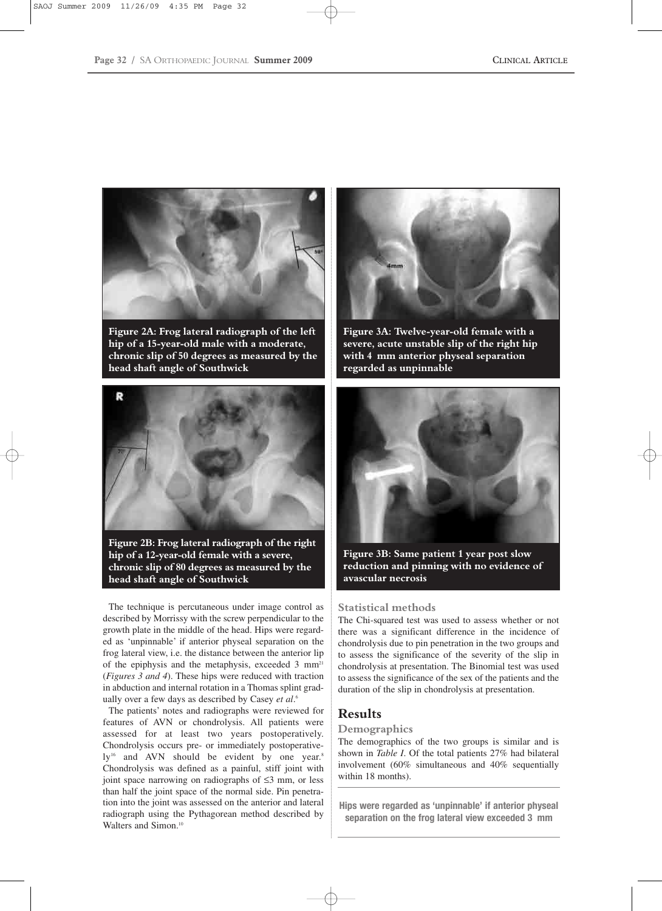Figure 2A: Frog lateral radiograph of the left hip of a 15-year-old male with a moderate, chronic slip of 50 degrees as measured by the head shaft angle of Southwick

Figure 2B: Frog lateral radiograph of the right hip of a 12-year-old female with a severe, chronic slip of 80 degrees as measured by the head shaft angle of Southwick

Figure 3A: Twelve-year-old female with a severe, acute unstable slip of the right hip with 4 mm anterior physeal separation regarded as unpinnable

Figure 3B: Same patient 1 year post slow reduction and pinning with no evidence of avascular necrosis

The technique is percutaneous under image control as described by Morrissy with the screw perpendicular to the growth plate in the middle of the head. Hips were regarded as 'unpinnable' if anterior physeal separation on the frog lateral view, i.e. the distance between the anterior lip of the epiphysis and the metaphysis, exceeded 3 mm[21] (*Figures 3 and 4*). These hips were reduced with traction in abduction and internal rotation in a Thomas splint gradually over a few days as described by Casey *et al*.[6]

The patients' notes and radiographs were reviewed for features of AVN or chondrolysis. All patients were assessed for at least two years postoperatively. Chondrolysis occurs pre- or immediately postoperatively[16] and AVN should be evident by one year.[8] Chondrolysis was defined as a painful, stiff joint with joint space narrowing on radiographs of ≤3 mm, or less than half the joint space of the normal side. Pin penetration into the joint was assessed on the anterior and lateral radiograph using the Pythagorean method described by Walters and Simon.[10]

### Statistical methods

The Chi-squared test was used to assess whether or not there was a significant difference in the incidence of chondrolysis due to pin penetration in the two groups and to assess the significance of the severity of the slip in chondrolysis at presentation. The Binomial test was used to assess the significance of the sex of the patients and the duration of the slip in chondrolysis at presentation.

## Results

### Demographics

The demographics of the two groups is similar and is shown in *Table I*. Of the total patients 27% had bilateral involvement (60% simultaneous and 40% sequentially within 18 months).

**Hips were regarded as 'unpinnable' if anterior physeal separation on the frog lateral view exceeded 3 mm**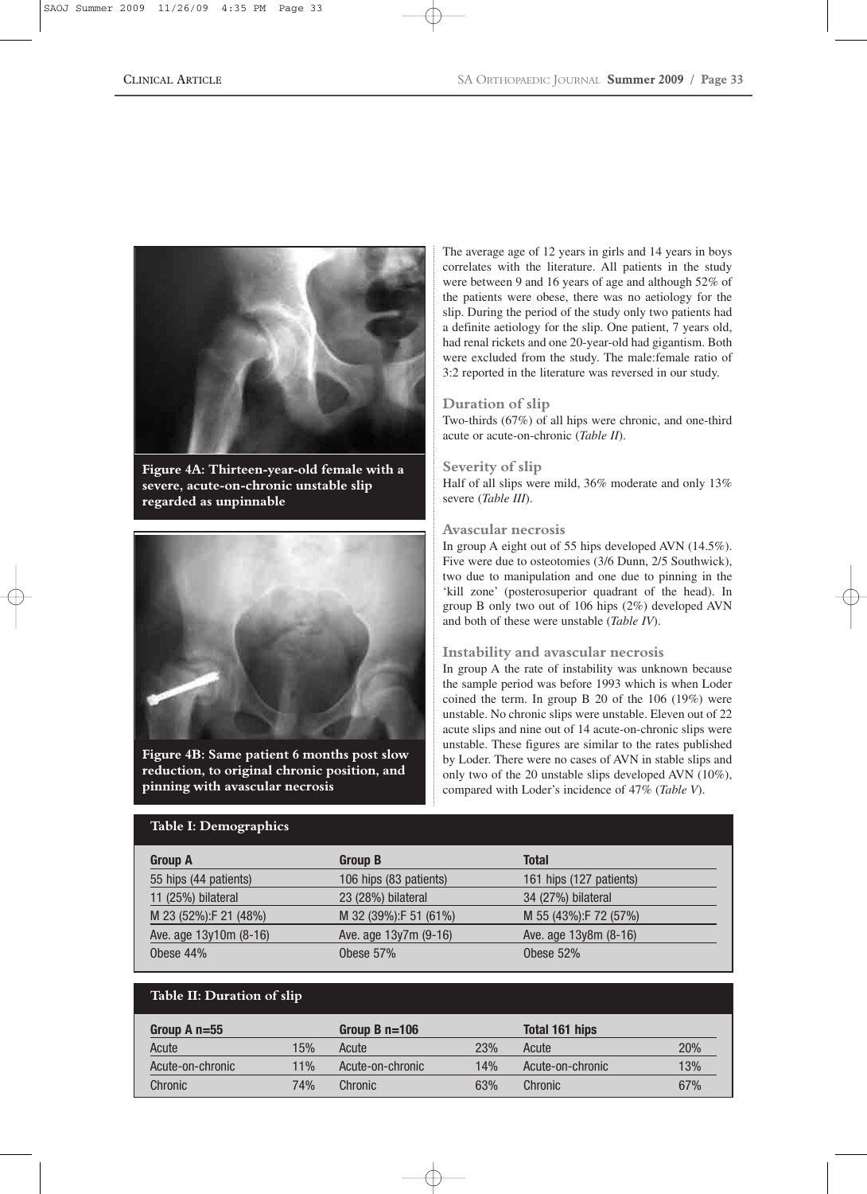Figure 4A: Thirteen-year-old female with a severe, acute-on-chronic unstable slip regarded as unpinnable

Figure 4B: Same patient 6 months post slow reduction, to original chronic position, and pinning with avascular necrosis

The average age of 12 years in girls and 14 years in boys correlates with the literature. All patients in the study were between 9 and 16 years of age and although 52% of the patients were obese, there was no aetiology for the slip. During the period of the study only two patients had a definite aetiology for the slip. One patient, 7 years old, had renal rickets and one 20-year-old had gigantism. Both were excluded from the study. The male:female ratio of 3:2 reported in the literature was reversed in our study.

### Duration of slip

Two-thirds (67%) of all hips were chronic, and one-third acute or acute-on-chronic (*Table II*).

### Severity of slip

Half of all slips were mild, 36% moderate and only 13% severe (*Table III*).

### Avascular necrosis

In group A eight out of 55 hips developed AVN (14.5%). Five were due to osteotomies (3/6 Dunn, 2/5 Southwick), two due to manipulation and one due to pinning in the 'kill zone' (posterosuperior quadrant of the head). In group B only two out of 106 hips (2%) developed AVN and both of these were unstable (*Table IV*).

### Instability and avascular necrosis

In group A the rate of instability was unknown because the sample period was before 1993 which is when Loder coined the term. In group B 20 of the 106 (19%) were unstable. No chronic slips were unstable. Eleven out of 22 acute slips and nine out of 14 acute-on-chronic slips were unstable. These figures are similar to the rates published by Loder. There were no cases of AVN in stable slips and only two of the 20 unstable slips developed AVN (10%), compared with Loder's incidence of 47% (*Table V*).

**Table I: Demographics**

| Group A | Group B | Total |
|---|---|---|
| 55 hips (44 patients) | 106 hips (83 patients) | 161 hips (127 patients) |
| 11 (25%) bilateral | 23 (28%) bilateral | 34 (27%) bilateral |
| M 23 (52%):F 21 (48%) | M 32 (39%):F 51 (61%) | M 55 (43%):F 72 (57%) |
| Ave. age 13y10m (8-16) | Ave. age 13y7m (9-16) | Ave. age 13y8m (8-16) |
| Obese 44% | Obese 57% | Obese 52% |

**Table II: Duration of slip**

| Group A n=55 | | Group B n=106 | | Total 161 hips | |
|---|---|---|---|---|---|
| Acute | 15% | Acute | 23% | Acute | 20% |
| Acute-on-chronic | 11% | Acute-on-chronic | 14% | Acute-on-chronic | 13% |
| Chronic | 74% | Chronic | 63% | Chronic | 67% |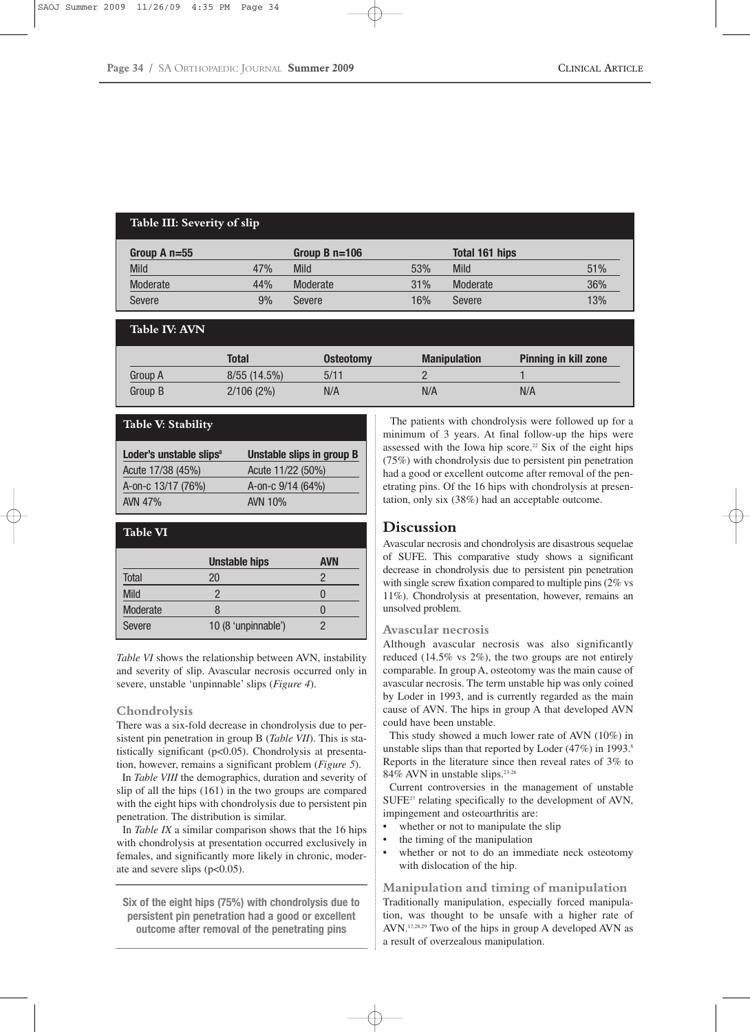**Table III: Severity of slip**

| Group A n=55 | | Group B n=106 | | Total 161 hips | |
|---|---|---|---|---|---|
| Mild | 47% | Mild | 53% | Mild | 51% |
| Moderate | 44% | Moderate | 31% | Moderate | 36% |
| Severe | 9% | Severe | 16% | Severe | 13% |

**Table IV: AVN**

| | Total | Osteotomy | Manipulation | Pinning in kill zone |
|---|---|---|---|---|
| Group A | 8/55 (14.5%) | 5/11 | 2 | 1 |
| Group B | 2/106 (2%) | N/A | N/A | N/A |

**Table V: Stability**

| Loder's unstable slips[8] | Unstable slips in group B |
|---|---|
| Acute 17/38 (45%) | Acute 11/22 (50%) |
| A-on-c 13/17 (76%) | A-on-c 9/14 (64%) |
| AVN 47% | AVN 10% |

**Table VI**

| | Unstable hips | AVN |
|---|---|---|
| Total | 20 | 2 |
| Mild | 2 | 0 |
| Moderate | 8 | 0 |
| Severe | 10 (8 'unpinnable') | 2 |

*Table VI* shows the relationship between AVN, instability and severity of slip. Avascular necrosis occurred only in severe, unstable 'unpinnable' slips (*Figure 4*).

### Chondrolysis

There was a six-fold decrease in chondrolysis due to persistent pin penetration in group B (*Table VII*). This is statistically significant ($p<0.05$). Chondrolysis at presentation, however, remains a significant problem (*Figure 5*).

In *Table VIII* the demographics, duration and severity of slip of all the hips (161) in the two groups are compared with the eight hips with chondrolysis due to persistent pin penetration. The distribution is similar.

In *Table IX* a similar comparison shows that the 16 hips with chondrolysis at presentation occurred exclusively in females, and significantly more likely in chronic, moderate and severe slips ($p<0.05$).

**Six of the eight hips (75%) with chondrolysis due to persistent pin penetration had a good or excellent outcome after removal of the penetrating pins**

The patients with chondrolysis were followed up for a minimum of 3 years. At final follow-up the hips were assessed with the Iowa hip score.[22] Six of the eight hips (75%) with chondrolysis due to persistent pin penetration had a good or excellent outcome after removal of the penetrating pins. Of the 16 hips with chondrolysis at presentation, only six (38%) had an acceptable outcome.

## Discussion

Avascular necrosis and chondrolysis are disastrous sequelae of SUFE. This comparative study shows a significant decrease in chondrolysis due to persistent pin penetration with single screw fixation compared to multiple pins (2% vs 11%). Chondrolysis at presentation, however, remains an unsolved problem.

### Avascular necrosis

Although avascular necrosis was also significantly reduced (14.5% vs 2%), the two groups are not entirely comparable. In group A, osteotomy was the main cause of avascular necrosis. The term unstable hip was only coined by Loder in 1993, and is currently regarded as the main cause of AVN. The hips in group A that developed AVN could have been unstable.

This study showed a much lower rate of AVN (10%) in unstable slips than that reported by Loder (47%) in 1993.[8] Reports in the literature since then reveal rates of 3% to 84% AVN in unstable slips.[23-26]

Current controversies in the management of unstable SUFE[27] relating specifically to the development of AVN, impingement and osteoarthritis are:

- whether or not to manipulate the slip
- the timing of the manipulation
- whether or not to do an immediate neck osteotomy with dislocation of the hip.

### Manipulation and timing of manipulation

Traditionally manipulation, especially forced manipulation, was thought to be unsafe with a higher rate of AVN.[17,28,29] Two of the hips in group A developed AVN as a result of overzealous manipulation.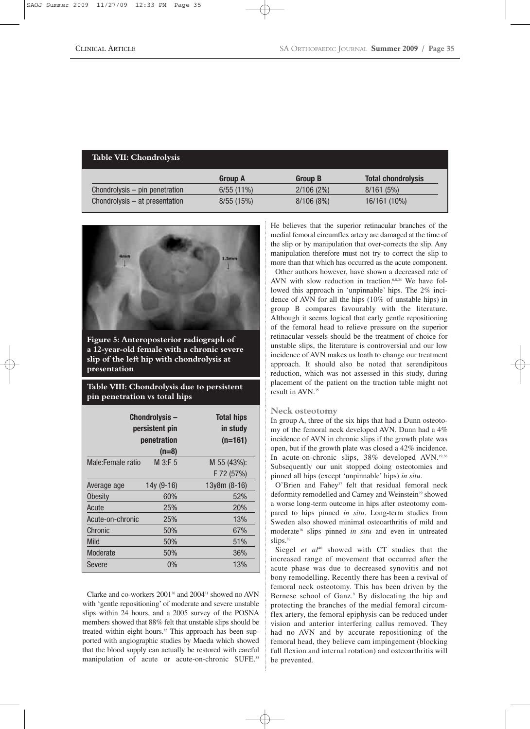**Table VII: Chondrolysis**

| | Group A | Group B | Total chondrolysis |
|---|---|---|---|
| Chondrolysis – pin penetration | 6/55 (11%) | 2/106 (2%) | 8/161 (5%) |
| Chondrolysis – at presentation | 8/55 (15%) | 8/106 (8%) | 16/161 (10%) |

**Figure 5: Anteroposterior radiograph of a 12-year-old female with a chronic severe slip of the left hip with chondrolysis at presentation**

**Table VIII: Chondrolysis due to persistent pin penetration vs total hips**

| | Chondrolysis – persistent pin penetration (n=8) | Total hips in study (n=161) |
|---|---|---|
| Male:Female ratio | M 3:F 5 | M 55 (43%): F 72 (57%) |
| Average age | 14y (9-16) | 13y8m (8-16) |
| Obesity | 60% | 52% |
| Acute | 25% | 20% |
| Acute-on-chronic | 25% | 13% |
| Chronic | 50% | 67% |
| Mild | 50% | 51% |
| Moderate | 50% | 36% |
| Severe | 0% | 13% |

Clarke and co-workers 2001[30] and 2004[31] showed no AVN with 'gentle repositioning' of moderate and severe unstable slips within 24 hours, and a 2005 survey of the POSNA members showed that 88% felt that unstable slips should be treated within eight hours.[32] This approach has been supported with angiographic studies by Maeda which showed that the blood supply can actually be restored with careful manipulation of acute or acute-on-chronic SUFE.[33] He believes that the superior retinacular branches of the medial femoral circumflex artery are damaged at the time of the slip or by manipulation that over-corrects the slip. Any manipulation therefore must not try to correct the slip to more than that which has occurred as the acute component.

Other authors however, have shown a decreased rate of AVN with slow reduction in traction.[6,8,34] We have followed this approach in 'unpinnable' hips. The 2% incidence of AVN for all the hips (10% of unstable hips) in group B compares favourably with the literature. Although it seems logical that early gentle repositioning of the femoral head to relieve pressure on the superior retinacular vessels should be the treatment of choice for unstable slips, the literature is controversial and our low incidence of AVN makes us loath to change our treatment approach. It should also be noted that serendipitous reduction, which was not assessed in this study, during placement of the patient on the traction table might not result in AVN.[35]

## Neck osteotomy

In group A, three of the six hips that had a Dunn osteotomy of the femoral neck developed AVN. Dunn had a 4% incidence of AVN in chronic slips if the growth plate was open, but if the growth plate was closed a 42% incidence. In acute-on-chronic slips, 38% developed AVN.[19,36] Subsequently our unit stopped doing osteotomies and pinned all hips (except 'unpinnable' hips) *in situ*.

O'Brien and Fahey[37] felt that residual femoral neck deformity remodelled and Carney and Weinstein[29] showed a worse long-term outcome in hips after osteotomy compared to hips pinned *in situ*. Long-term studies from Sweden also showed minimal osteoarthritis of mild and moderate[38] slips pinned *in situ* and even in untreated slips.[39]

Siegel *et al*[40] showed with CT studies that the increased range of movement that occurred after the acute phase was due to decreased synovitis and not bony remodelling. Recently there has been a revival of femoral neck osteotomy. This has been driven by the Bernese school of Ganz.[9] By dislocating the hip and protecting the branches of the medial femoral circumflex artery, the femoral epiphysis can be reduced under vision and anterior interfering callus removed. They had no AVN and by accurate repositioning of the femoral head, they believe cam impingement (blocking full flexion and internal rotation) and osteoarthritis will be prevented.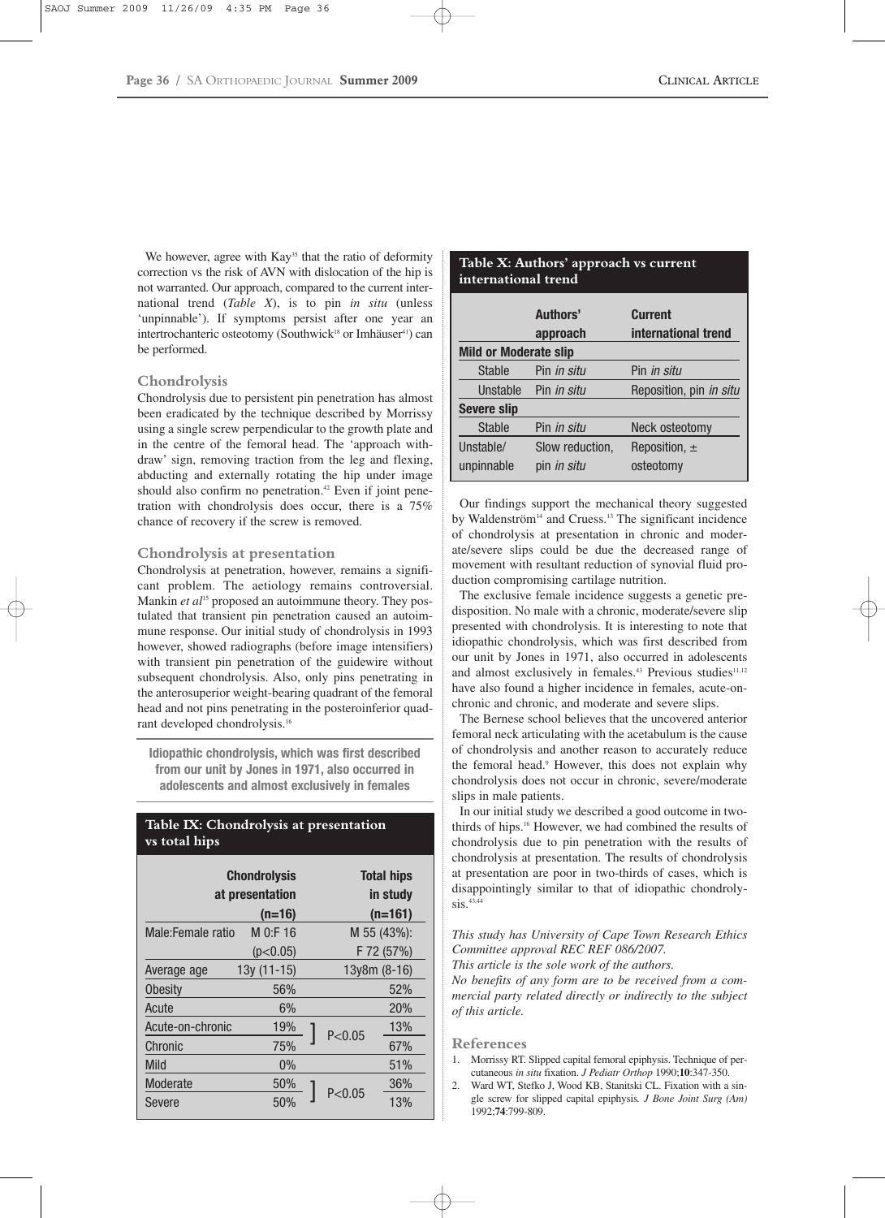We however, agree with Kay[35] that the ratio of deformity correction vs the risk of AVN with dislocation of the hip is not warranted. Our approach, compared to the current international trend (*Table X*), is to pin *in situ* (unless 'unpinnable'). If symptoms persist after one year an intertrochanteric osteotomy (Southwick[18] or Imhäuser[41]) can be performed.

### Chondrolysis

Chondrolysis due to persistent pin penetration has almost been eradicated by the technique described by Morrissy using a single screw perpendicular to the growth plate and in the centre of the femoral head. The 'approach withdraw' sign, removing traction from the leg and flexing, abducting and externally rotating the hip under image should also confirm no penetration.[42] Even if joint penetration with chondrolysis does occur, there is a 75% chance of recovery if the screw is removed.

### Chondrolysis at presentation

Chondrolysis at penetration, however, remains a significant problem. The aetiology remains controversial. Mankin *et al*[15] proposed an autoimmune theory. They postulated that transient pin penetration caused an autoimmune response. Our initial study of chondrolysis in 1993 however, showed radiographs (before image intensifiers) with transient pin penetration of the guidewire without subsequent chondrolysis. Also, only pins penetrating in the anterosuperior weight-bearing quadrant of the femoral head and not pins penetrating in the posteroinferior quadrant developed chondrolysis.[16]

**Idiopathic chondrolysis, which was first described from our unit by Jones in 1971, also occurred in adolescents and almost exclusively in females**

**Table IX: Chondrolysis at presentation vs total hips**

| | Chondrolysis at presentation (n=16) | | Total hips in study (n=161) |
|---|---|---|---|
| Male:Female ratio | M 0:F 16 (p<0.05) | | M 55 (43%): F 72 (57%) |
| Average age | 13y (11-15) | | 13y8m (8-16) |
| Obesity | 56% | | 52% |
| Acute | 6% | | 20% |
| Acute-on-chronic | 19% | P<0.05 | 13% |
| Chronic | 75% | | 67% |
| Mild | 0% | | 51% |
| Moderate | 50% | P<0.05 | 36% |
| Severe | 50% | | 13% |

**Table X: Authors' approach vs current international trend**

| | Authors' approach | Current international trend |
|---|---|---|
| **Mild or Moderate slip** | | |
| Stable | Pin *in situ* | Pin *in situ* |
| Unstable | Pin *in situ* | Reposition, pin *in situ* |
| **Severe slip** | | |
| Stable | Pin *in situ* | Neck osteotomy |
| Unstable/ unpinnable | Slow reduction, pin *in situ* | Reposition, ± osteotomy |

Our findings support the mechanical theory suggested by Waldenström[14] and Cruess.[13] The significant incidence of chondrolysis at presentation in chronic and moderate/severe slips could be due the decreased range of movement with resultant reduction of synovial fluid production compromising cartilage nutrition.

The exclusive female incidence suggests a genetic predisposition. No male with a chronic, moderate/severe slip presented with chondrolysis. It is interesting to note that idiopathic chondrolysis, which was first described from our unit by Jones in 1971, also occurred in adolescents and almost exclusively in females.[43] Previous studies[11,12] have also found a higher incidence in females, acute-on-chronic and chronic, and moderate and severe slips.

The Bernese school believes that the uncovered anterior femoral neck articulating with the acetabulum is the cause of chondrolysis and another reason to accurately reduce the femoral head.[9] However, this does not explain why chondrolysis does not occur in chronic, severe/moderate slips in male patients.

In our initial study we described a good outcome in two-thirds of hips.[16] However, we had combined the results of chondrolysis due to pin penetration with the results of chondrolysis at presentation. The results of chondrolysis at presentation are poor in two-thirds of cases, which is disappointingly similar to that of idiopathic chondrolysis.[43,44]

*This study has University of Cape Town Research Ethics Committee approval REC REF 086/2007.*

*This article is the sole work of the authors.*

*No benefits of any form are to be received from a commercial party related directly or indirectly to the subject of this article.*

### References

1. Morrissy RT. Slipped capital femoral epiphysis. Technique of percutaneous *in situ* fixation. *J Pediatr Orthop* 1990;**10**:347-350.
2. Ward WT, Stefko J, Wood KB, Stanitski CL. Fixation with a single screw for slipped capital epiphysis. *J Bone Joint Surg (Am)* 1992;**74**:799-809.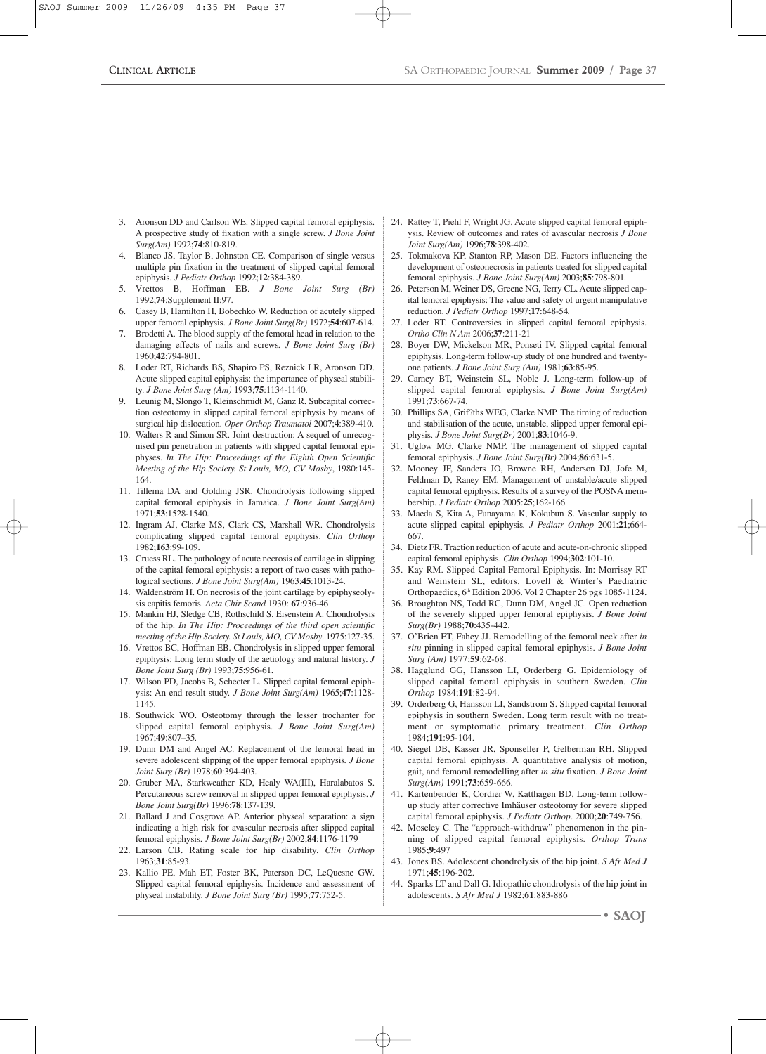3. Aronson DD and Carlson WE. Slipped capital femoral epiphysis. A prospective study of fixation with a single screw. *J Bone Joint Surg(Am)* 1992;**74**:810-819.
4. Blanco JS, Taylor B, Johnston CE. Comparison of single versus multiple pin fixation in the treatment of slipped capital femoral epiphysis. *J Pediatr Orthop* 1992;**12**:384-389.
5. Vrettos B, Hoffman EB. *J Bone Joint Surg (Br)* 1992;**74**:Supplement II:97.
6. Casey B, Hamilton H, Bobechko W. Reduction of acutely slipped upper femoral epiphysis. *J Bone Joint Surg(Br)* 1972;**54**:607-614.
7. Brodetti A. The blood supply of the femoral head in relation to the damaging effects of nails and screws. *J Bone Joint Surg (Br)* 1960;**42**:794-801.
8. Loder RT, Richards BS, Shapiro PS, Reznick LR, Aronson DD. Acute slipped capital epiphysis: the importance of physeal stability. *J Bone Joint Surg (Am)* 1993;**75**:1134-1140.
9. Leunig M, Slongo T, Kleinschmidt M, Ganz R. Subcapital correction osteotomy in slipped capital femoral epiphysis by means of surgical hip dislocation. *Oper Orthop Traumatol* 2007;**4**:389-410.
10. Walters R and Simon SR. Joint destruction: A sequel of unrecognised pin penetration in patients with slipped capital femoral epiphyses. *In The Hip: Proceedings of the Eighth Open Scientific Meeting of the Hip Society. St Louis, MO, CV Mosby*, 1980:145-164.
11. Tillema DA and Golding JSR. Chondrolysis following slipped capital femoral epiphysis in Jamaica. *J Bone Joint Surg(Am)* 1971;**53**:1528-1540.
12. Ingram AJ, Clarke MS, Clark CS, Marshall WR. Chondrolysis complicating slipped capital femoral epiphysis. *Clin Orthop* 1982;**163**:99-109.
13. Cruess RL. The pathology of acute necrosis of cartilage in slipping of the capital femoral epiphysis: a report of two cases with pathological sections. *J Bone Joint Surg(Am)* 1963;**45**:1013-24.
14. Waldenström H. On necrosis of the joint cartilage by epiphyseolysis capitis femoris. *Acta Chir Scand* 1930: **67**:936-46
15. Mankin HJ, Sledge CB, Rothschild S, Eisenstein A. Chondrolysis of the hip. *In The Hip: Proceedings of the third open scientific meeting of the Hip Society. St Louis, MO, CV Mosby*. 1975:127-35.
16. Vrettos BC, Hoffman EB. Chondrolysis in slipped upper femoral epiphysis: Long term study of the aetiology and natural history. *J Bone Joint Surg (Br)* 1993;**75**:956-61.
17. Wilson PD, Jacobs B, Schecter L. Slipped capital femoral epiphysis: An end result study. *J Bone Joint Surg(Am)* 1965;**47**:1128-1145.
18. Southwick WO. Osteotomy through the lesser trochanter for slipped capital femoral epiphysis. *J Bone Joint Surg(Am)* 1967;**49**:807–35.
19. Dunn DM and Angel AC. Replacement of the femoral head in severe adolescent slipping of the upper femoral epiphysis. *J Bone Joint Surg (Br)* 1978;**60**:394-403.
20. Gruber MA, Starkweather KD, Healy WA(III), Haralabatos S. Percutaneous screw removal in slipped upper femoral epiphysis. *J Bone Joint Surg(Br)* 1996;**78**:137-139.
21. Ballard J and Cosgrove AP. Anterior physeal separation: a sign indicating a high risk for avascular necrosis after slipped capital femoral epiphysis. *J Bone Joint Surg(Br)* 2002;**84**:1176-1179
22. Larson CB. Rating scale for hip disability. *Clin Orthop* 1963;**31**:85-93.
23. Kallio PE, Mah ET, Foster BK, Paterson DC, LeQuesne GW. Slipped capital femoral epiphysis. Incidence and assessment of physeal instability. *J Bone Joint Surg (Br)* 1995;**77**:752-5.
24. Rattey T, Piehl F, Wright JG. Acute slipped capital femoral epiphysis. Review of outcomes and rates of avascular necrosis *J Bone Joint Surg(Am)* 1996;**78**:398-402.
25. Tokmakova KP, Stanton RP, Mason DE. Factors influencing the development of osteonecrosis in patients treated for slipped capital femoral epiphysis. *J Bone Joint Surg(Am)* 2003;**85**:798-801.
26. Peterson M, Weiner DS, Greene NG, Terry CL. Acute slipped capital femoral epiphysis: The value and safety of urgent manipulative reduction. *J Pediatr Orthop* 1997;**17**:648-54.
27. Loder RT. Controversies in slipped capital femoral epiphysis. *Ortho Clin N Am* 2006;**37**:211-21
28. Boyer DW, Mickelson MR, Ponseti IV. Slipped capital femoral epiphysis. Long-term follow-up study of one hundred and twenty-one patients. *J Bone Joint Surg (Am)* 1981;**63**:85-95.
29. Carney BT, Weinstein SL, Noble J. Long-term follow-up of slipped capital femoral epiphysis. *J Bone Joint Surg(Am)* 1991;**73**:667-74.
30. Phillips SA, Grif?ths WEG, Clarke NMP. The timing of reduction and stabilisation of the acute, unstable, slipped upper femoral epiphysis. *J Bone Joint Surg(Br)* 2001;**83**:1046-9.
31. Uglow MG, Clarke NMP. The management of slipped capital femoral epiphysis. *J Bone Joint Surg(Br)* 2004;**86**:631-5.
32. Mooney JF, Sanders JO, Browne RH, Anderson DJ, Jofe M, Feldman D, Raney EM. Management of unstable/acute slipped capital femoral epiphysis. Results of a survey of the POSNA membership. *J Pediatr Orthop* 2005:**25**;162-166.
33. Maeda S, Kita A, Funayama K, Kokubun S. Vascular supply to acute slipped capital epiphysis. *J Pediatr Orthop* 2001:**21**;664-667.
34. Dietz FR. Traction reduction of acute and acute-on-chronic slipped capital femoral epiphysis. *Clin Orthop* 1994;**302**:101-10.
35. Kay RM. Slipped Capital Femoral Epiphysis. In: Morrissy RT and Weinstein SL, editors. Lovell & Winter's Paediatric Orthopaedics, 6th Edition 2006. Vol 2 Chapter 26 pgs 1085-1124.
36. Broughton NS, Todd RC, Dunn DM, Angel JC. Open reduction of the severely slipped upper femoral epiphysis. *J Bone Joint Surg(Br)* 1988;**70**:435-442.
37. O'Brien ET, Fahey JJ. Remodelling of the femoral neck after *in situ* pinning in slipped capital femoral epiphysis. *J Bone Joint Surg (Am)* 1977;**59**:62-68.
38. Hagglund GG, Hansson LI, Orderberg G. Epidemiology of slipped capital femoral epiphysis in southern Sweden. *Clin Orthop* 1984;**191**:82-94.
39. Orderberg G, Hansson LI, Sandstrom S. Slipped capital femoral epiphysis in southern Sweden. Long term result with no treatment or symptomatic primary treatment. *Clin Orthop* 1984;**191**:95-104.
40. Siegel DB, Kasser JR, Sponseller P, Gelberman RH. Slipped capital femoral epiphysis. A quantitative analysis of motion, gait, and femoral remodelling after *in situ* fixation. *J Bone Joint Surg(Am)* 1991;**73**:659-666.
41. Kartenbender K, Cordier W, Katthagen BD. Long-term follow-up study after corrective Imhäuser osteotomy for severe slipped capital femoral epiphysis. *J Pediatr Orthop*. 2000;**20**:749-756.
42. Moseley C. The "approach-withdraw" phenomenon in the pinning of slipped capital femoral epiphysis. *Orthop Trans* 1985;**9**:497
43. Jones BS. Adolescent chondrolysis of the hip joint. *S Afr Med J* 1971;**45**:196-202.
44. Sparks LT and Dall G. Idiopathic chondrolysis of the hip joint in adolescents. *S Afr Med J* 1982;**61**:883-886